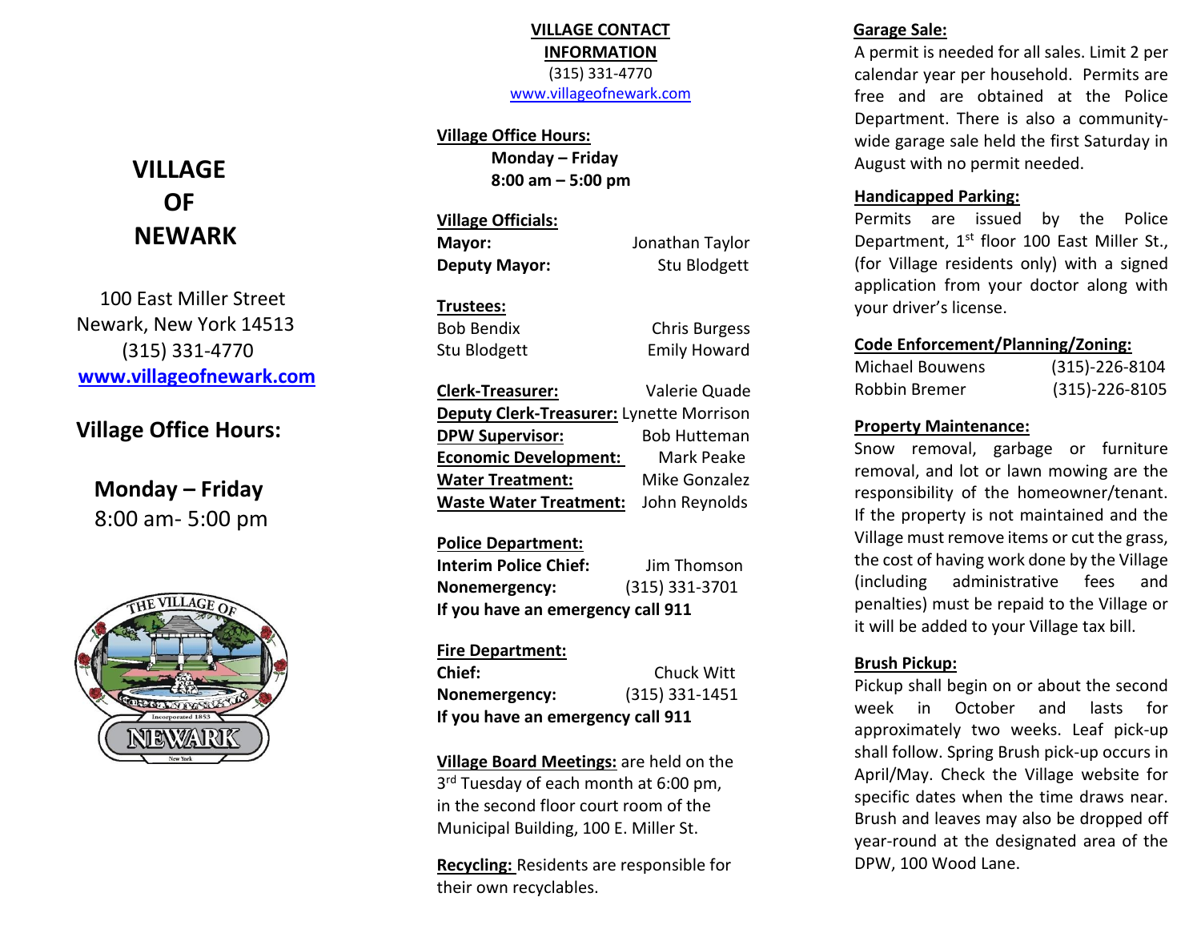# VILLAGE OF NEWARK

100 East Miller Street
Newark, New York 14513
(315) 331-4770
**www.villageofnewark.com**

## Village Office Hours:

**Monday – Friday**
8:00 am- 5:00 pm

## VILLAGE CONTACT INFORMATION

(315) 331-4770
www.villageofnewark.com

**Village Office Hours:**
**Monday – Friday**
**8:00 am – 5:00 pm**

**Village Officials:**

| | |
|---|---|
| **Mayor:** | Jonathan Taylor |
| **Deputy Mayor:** | Stu Blodgett |

**Trustees:**

| | |
|---|---|
| Bob Bendix | Chris Burgess |
| Stu Blodgett | Emily Howard |

| | |
|---|---|
| **Clerk-Treasurer:** | Valerie Quade |
| **Deputy Clerk-Treasurer:** | Lynette Morrison |
| **DPW Supervisor:** | Bob Hutteman |
| **Economic Development:** | Mark Peake |
| **Water Treatment:** | Mike Gonzalez |
| **Waste Water Treatment:** | John Reynolds |

**Police Department:**

| | |
|---|---|
| **Interim Police Chief:** | Jim Thomson |
| **Nonemergency:** | (315) 331-3701 |

**If you have an emergency call 911**

**Fire Department:**

| | |
|---|---|
| **Chief:** | Chuck Witt |
| **Nonemergency:** | (315) 331-1451 |

**If you have an emergency call 911**

**Village Board Meetings:** are held on the 3rd Tuesday of each month at 6:00 pm, in the second floor court room of the Municipal Building, 100 E. Miller St.

**Recycling:** Residents are responsible for their own recyclables.

**Garage Sale:**
A permit is needed for all sales. Limit 2 per calendar year per household. Permits are free and are obtained at the Police Department. There is also a community-wide garage sale held the first Saturday in August with no permit needed.

**Handicapped Parking:**
Permits are issued by the Police Department, 1st floor 100 East Miller St., (for Village residents only) with a signed application from your doctor along with your driver's license.

**Code Enforcement/Planning/Zoning:**

| | |
|---|---|
| Michael Bouwens | (315)-226-8104 |
| Robbin Bremer | (315)-226-8105 |

**Property Maintenance:**
Snow removal, garbage or furniture removal, and lot or lawn mowing are the responsibility of the homeowner/tenant. If the property is not maintained and the Village must remove items or cut the grass, the cost of having work done by the Village (including administrative fees and penalties) must be repaid to the Village or it will be added to your Village tax bill.

**Brush Pickup:**
Pickup shall begin on or about the second week in October and lasts for approximately two weeks. Leaf pick-up shall follow. Spring Brush pick-up occurs in April/May. Check the Village website for specific dates when the time draws near. Brush and leaves may also be dropped off year-round at the designated area of the DPW, 100 Wood Lane.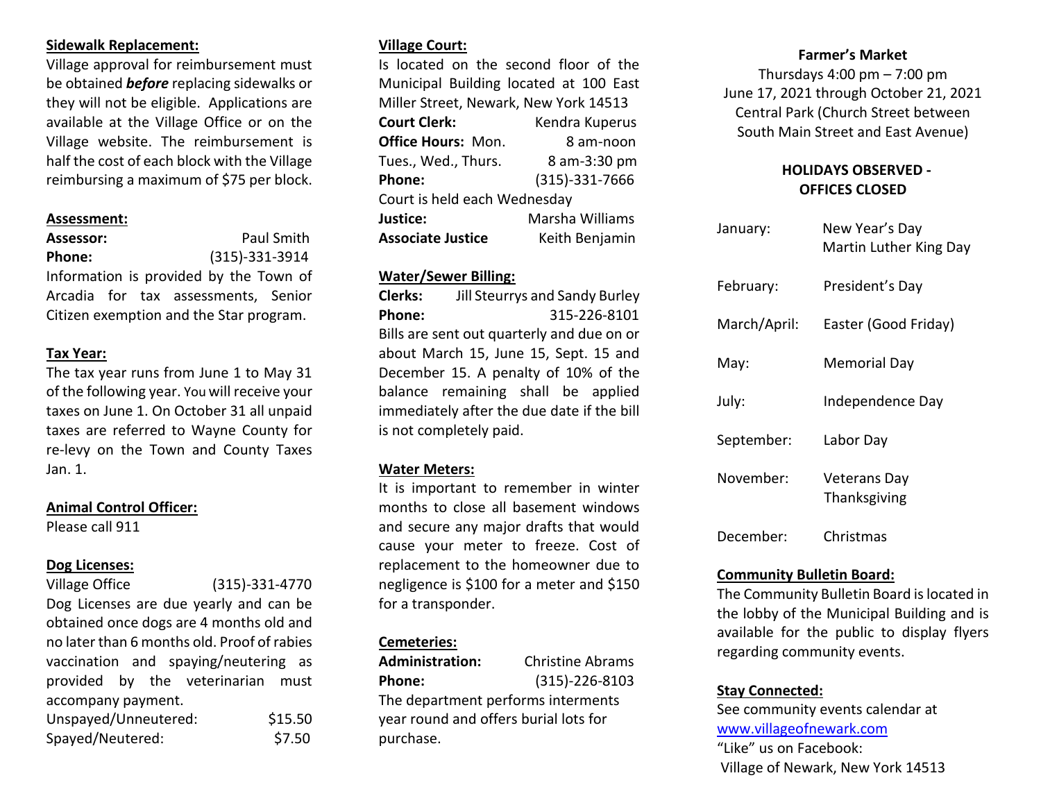**Sidewalk Replacement:**

Village approval for reimbursement must be obtained ***before*** replacing sidewalks or they will not be eligible. Applications are available at the Village Office or on the Village website. The reimbursement is half the cost of each block with the Village reimbursing a maximum of $75 per block.

**Assessment:**

**Assessor:** Paul Smith
**Phone:** (315)-331-3914

Information is provided by the Town of Arcadia for tax assessments, Senior Citizen exemption and the Star program.

**Tax Year:**

The tax year runs from June 1 to May 31 of the following year. You will receive your taxes on June 1. On October 31 all unpaid taxes are referred to Wayne County for re-levy on the Town and County Taxes Jan. 1.

**Animal Control Officer:**

Please call 911

**Dog Licenses:**

Village Office (315)-331-4770

Dog Licenses are due yearly and can be obtained once dogs are 4 months old and no later than 6 months old. Proof of rabies vaccination and spaying/neutering as provided by the veterinarian must accompany payment.

| | |
|---|---|
| Unspayed/Unneutered: | $15.50 |
| Spayed/Neutered: | $7.50 |

**Village Court:**

Is located on the second floor of the Municipal Building located at 100 East Miller Street, Newark, New York 14513

| | |
|---|---|
| **Court Clerk:** | Kendra Kuperus |
| **Office Hours:** Mon. | 8 am-noon |
| Tues., Wed., Thurs. | 8 am-3:30 pm |
| **Phone:** | (315)-331-7666 |

Court is held each Wednesday

| | |
|---|---|
| **Justice:** | Marsha Williams |
| **Associate Justice** | Keith Benjamin |

**Water/Sewer Billing:**

**Clerks:** Jill Steurrys and Sandy Burley
**Phone:** 315-226-8101

Bills are sent out quarterly and due on or about March 15, June 15, Sept. 15 and December 15. A penalty of 10% of the balance remaining shall be applied immediately after the due date if the bill is not completely paid.

**Water Meters:**

It is important to remember in winter months to close all basement windows and secure any major drafts that would cause your meter to freeze. Cost of replacement to the homeowner due to negligence is $100 for a meter and $150 for a transponder.

**Cemeteries:**

**Administration:** Christine Abrams
**Phone:** (315)-226-8103

The department performs interments year round and offers burial lots for purchase.

**Farmer's Market**

Thursdays 4:00 pm – 7:00 pm
June 17, 2021 through October 21, 2021
Central Park (Church Street between South Main Street and East Avenue)

**HOLIDAYS OBSERVED - OFFICES CLOSED**

| | |
|---|---|
| January: | New Year's Day<br>Martin Luther King Day |
| February: | President's Day |
| March/April: | Easter (Good Friday) |
| May: | Memorial Day |
| July: | Independence Day |
| September: | Labor Day |
| November: | Veterans Day<br>Thanksgiving |
| December: | Christmas |

**Community Bulletin Board:**

The Community Bulletin Board is located in the lobby of the Municipal Building and is available for the public to display flyers regarding community events.

**Stay Connected:**

See community events calendar at
www.villageofnewark.com
"Like" us on Facebook:
Village of Newark, New York 14513